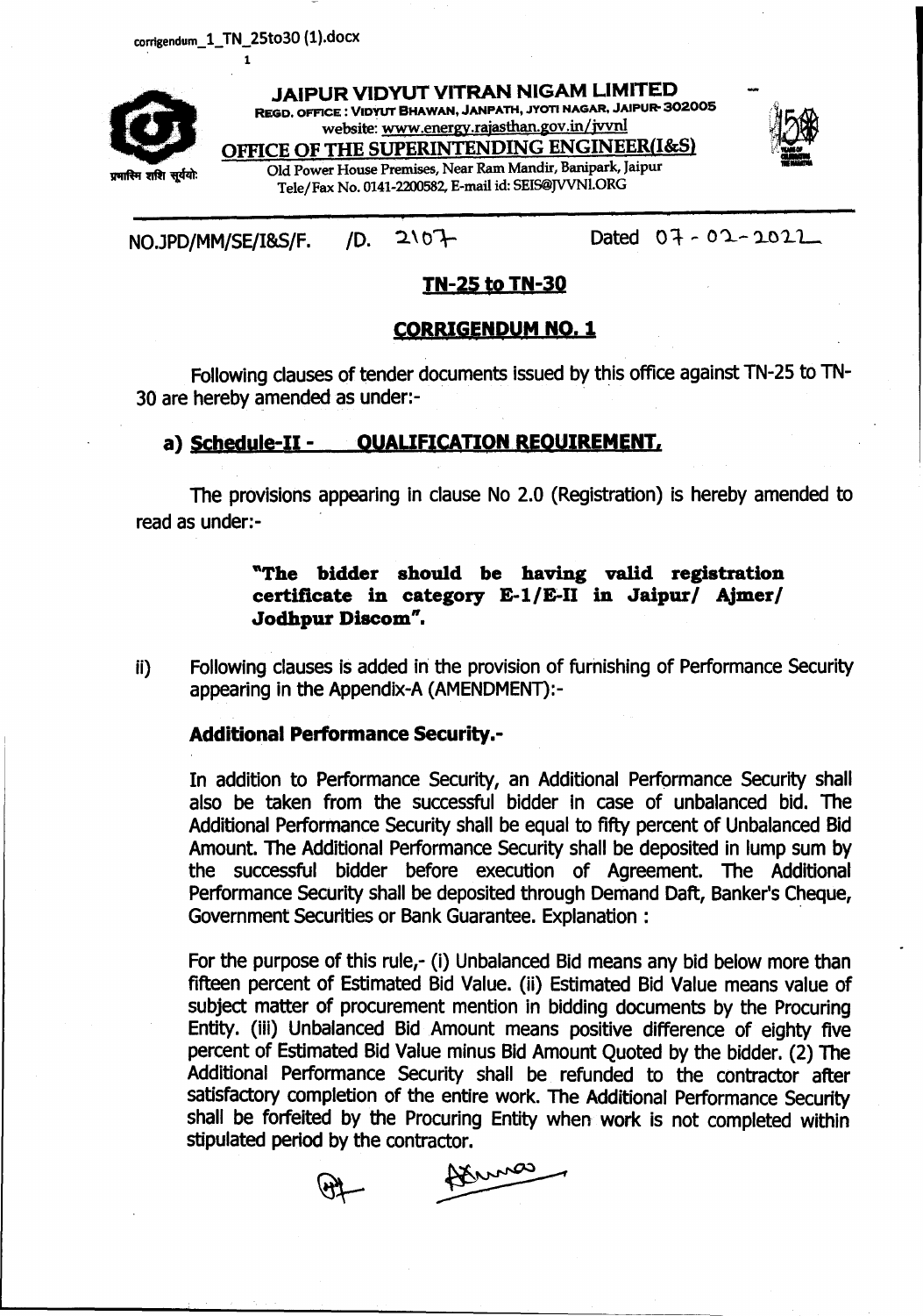**JAIPUR VIDYUT VITRAN NIGAM LIMITED**

REGD. OFFICE : VIDYUT BHAWAN, JANPATH, JYOTI NAGAR, JAIPUR-302005

website: www.energy.rajasthan.gov.in/jvvnl

**OFFICE OF THE SUPERINTENDING ENGINEER(I&S)**

Old Power House Premises, Near Ram Mandir, Banipark, Jaipur

Tele/Fax No. 0141-2200582, E-mail id: SEIS@JVVNL.ORG

प्रभाविष्णु शशि सूर्ययोः

NO.JPD/MM/SE/I&S/F. /D. 2107 Dated 07-02-2022

## TN-25 to TN-30

## CORRIGENDUM NO. 1

Following clauses of tender documents issued by this office against TN-25 to TN-30 are hereby amended as under:-

### a) Schedule-II - QUALIFICATION REQUIREMENT.

The provisions appearing in clause No 2.0 (Registration) is hereby amended to read as under:-

> **"The bidder should be having valid registration certificate in category E-1/E-II in Jaipur/ Ajmer/ Jodhpur Discom".**

ii) Following clauses is added in the provision of furnishing of Performance Security appearing in the Appendix-A (AMENDMENT):-

**Additional Performance Security.-**

In addition to Performance Security, an Additional Performance Security shall also be taken from the successful bidder in case of unbalanced bid. The Additional Performance Security shall be equal to fifty percent of Unbalanced Bid Amount. The Additional Performance Security shall be deposited in lump sum by the successful bidder before execution of Agreement. The Additional Performance Security shall be deposited through Demand Daft, Banker's Cheque, Government Securities or Bank Guarantee. Explanation :

For the purpose of this rule,- (i) Unbalanced Bid means any bid below more than fifteen percent of Estimated Bid Value. (ii) Estimated Bid Value means value of subject matter of procurement mention in bidding documents by the Procuring Entity. (iii) Unbalanced Bid Amount means positive difference of eighty five percent of Estimated Bid Value minus Bid Amount Quoted by the bidder. (2) The Additional Performance Security shall be refunded to the contractor after satisfactory completion of the entire work. The Additional Performance Security shall be forfeited by the Procuring Entity when work is not completed within stipulated period by the contractor.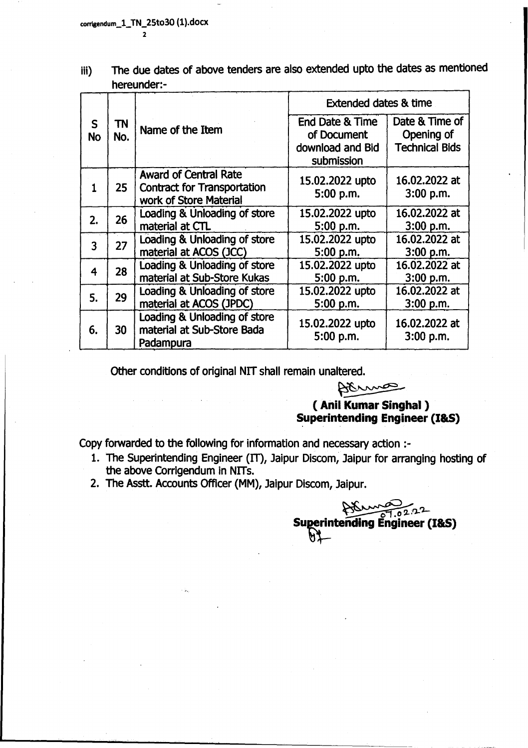iii) The due dates of above tenders are also extended upto the dates as mentioned hereunder:-

| S No | TN No. | Name of the Item | Extended dates & time | |
|---|---|---|---|---|
| | | | End Date & Time of Document download and Bid submission | Date & Time of Opening of Technical Bids |
| 1 | 25 | Award of Central Rate Contract for Transportation work of Store Material | 15.02.2022 upto 5:00 p.m. | 16.02.2022 at 3:00 p.m. |
| 2. | 26 | Loading & Unloading of store material at CTL | 15.02.2022 upto 5:00 p.m. | 16.02.2022 at 3:00 p.m. |
| 3 | 27 | Loading & Unloading of store material at ACOS (JCC) | 15.02.2022 upto 5:00 p.m. | 16.02.2022 at 3:00 p.m. |
| 4 | 28 | Loading & Unloading of store material at Sub-Store Kukas | 15.02.2022 upto 5:00 p.m. | 16.02.2022 at 3:00 p.m. |
| 5. | 29 | Loading & Unloading of store material at ACOS (JPDC) | 15.02.2022 upto 5:00 p.m. | 16.02.2022 at 3:00 p.m. |
| 6. | 30 | Loading & Unloading of store material at Sub-Store Bada Padampura | 15.02.2022 upto 5:00 p.m. | 16.02.2022 at 3:00 p.m. |

Other conditions of original NIT shall remain unaltered.

**( Anil Kumar Singhal )**
**Superintending Engineer (I&S)**

Copy forwarded to the following for information and necessary action :-

1. The Superintending Engineer (IT), Jaipur Discom, Jaipur for arranging hosting of the above Corrigendum in NITs.
2. The Asstt. Accounts Officer (MM), Jaipur Discom, Jaipur.

07.02.22
**Superintending Engineer (I&S)**